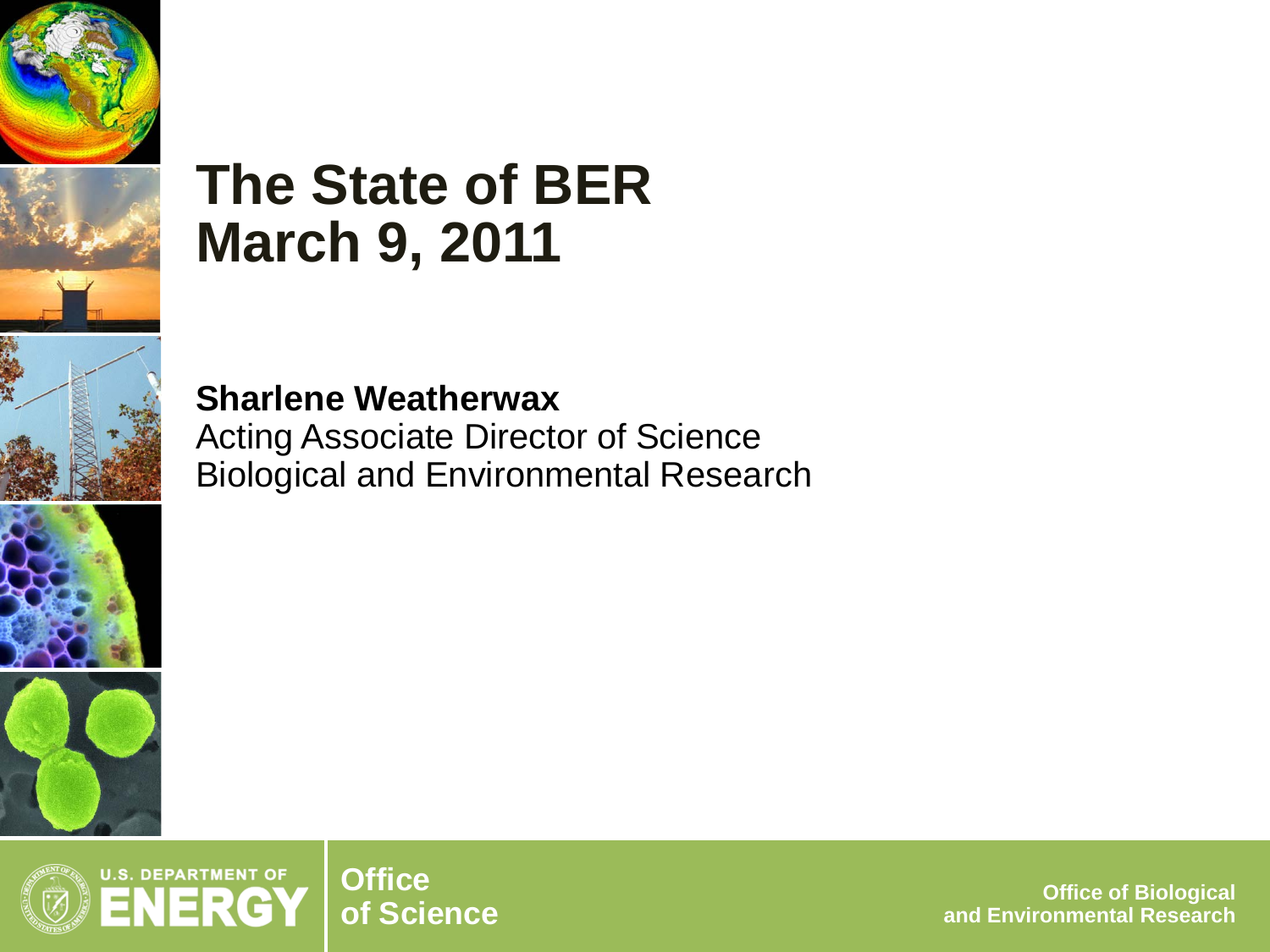# The State of BER
# March 9, 2011

**Sharlene Weatherwax**
Acting Associate Director of Science
Biological and Environmental Research

U.S. DEPARTMENT OF ENERGY

Office of Science

Office of Biological and Environmental Research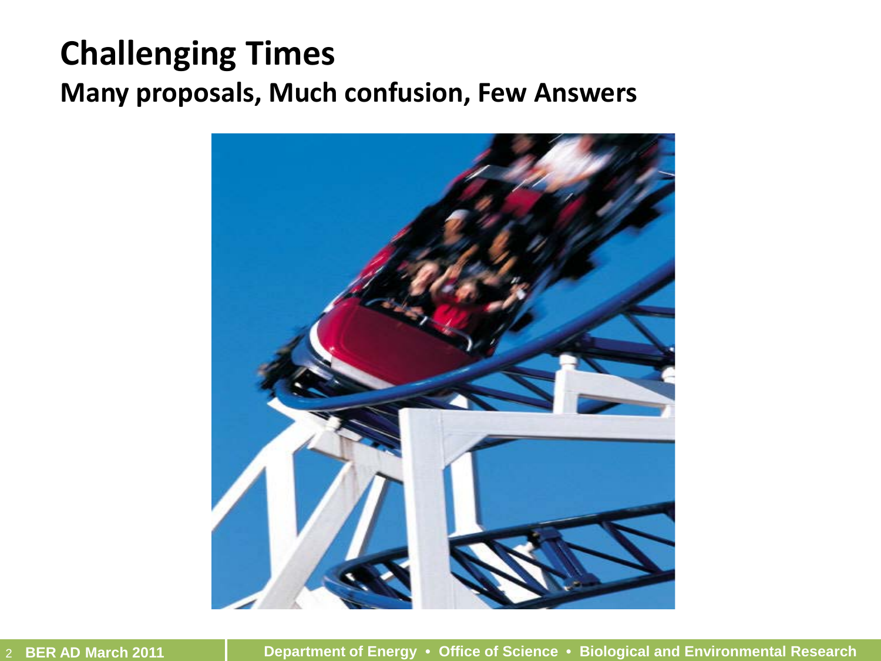# Challenging Times

## Many proposals, Much confusion, Few Answers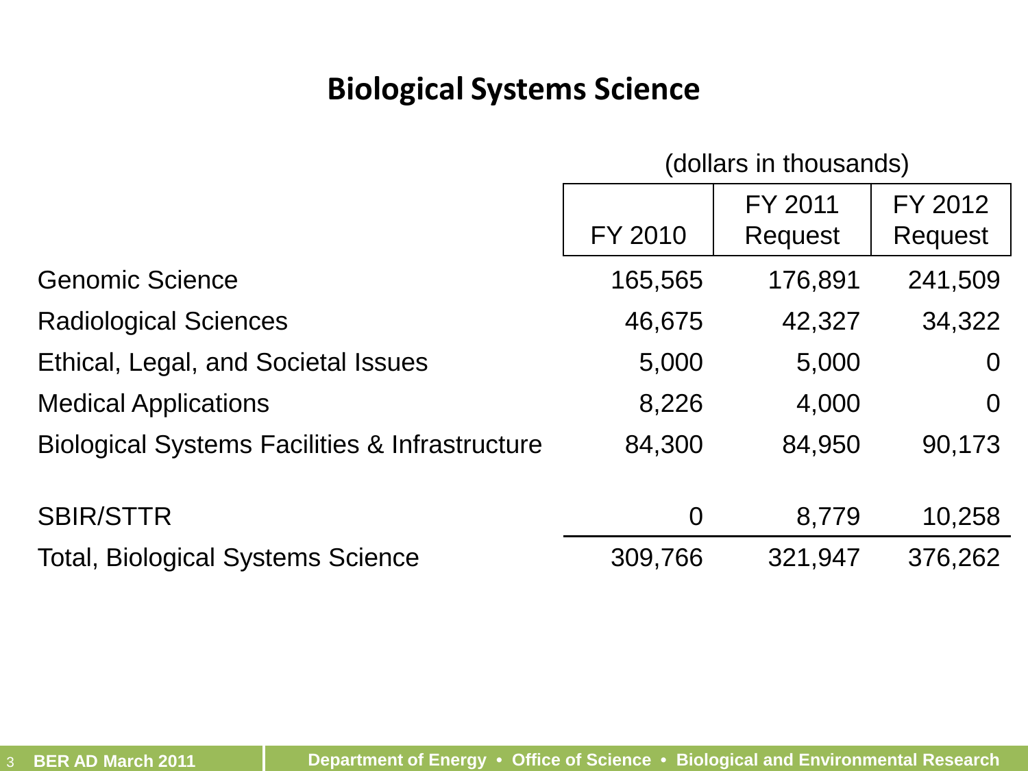# Biological Systems Science

(dollars in thousands)

| | FY 2010 | FY 2011 Request | FY 2012 Request |
|---|---|---|---|
| Genomic Science | 165,565 | 176,891 | 241,509 |
| Radiological Sciences | 46,675 | 42,327 | 34,322 |
| Ethical, Legal, and Societal Issues | 5,000 | 5,000 | 0 |
| Medical Applications | 8,226 | 4,000 | 0 |
| Biological Systems Facilities & Infrastructure | 84,300 | 84,950 | 90,173 |
| | | | |
| SBIR/STTR | 0 | 8,779 | 10,258 |
| Total, Biological Systems Science | 309,766 | 321,947 | 376,262 |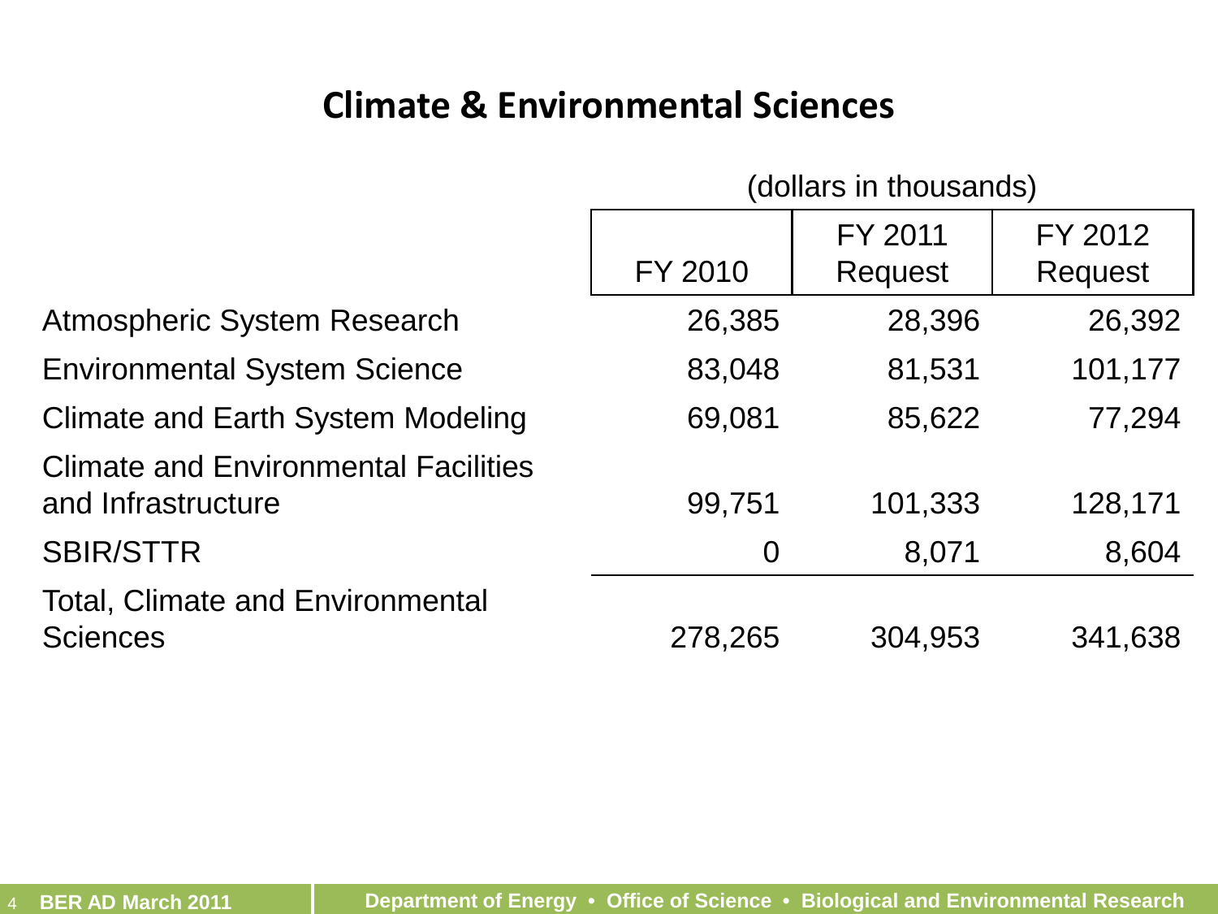# Climate & Environmental Sciences

(dollars in thousands)

| | FY 2010 | FY 2011 Request | FY 2012 Request |
|---|---|---|---|
| Atmospheric System Research | 26,385 | 28,396 | 26,392 |
| Environmental System Science | 83,048 | 81,531 | 101,177 |
| Climate and Earth System Modeling | 69,081 | 85,622 | 77,294 |
| Climate and Environmental Facilities and Infrastructure | 99,751 | 101,333 | 128,171 |
| SBIR/STTR | 0 | 8,071 | 8,604 |
| Total, Climate and Environmental Sciences | 278,265 | 304,953 | 341,638 |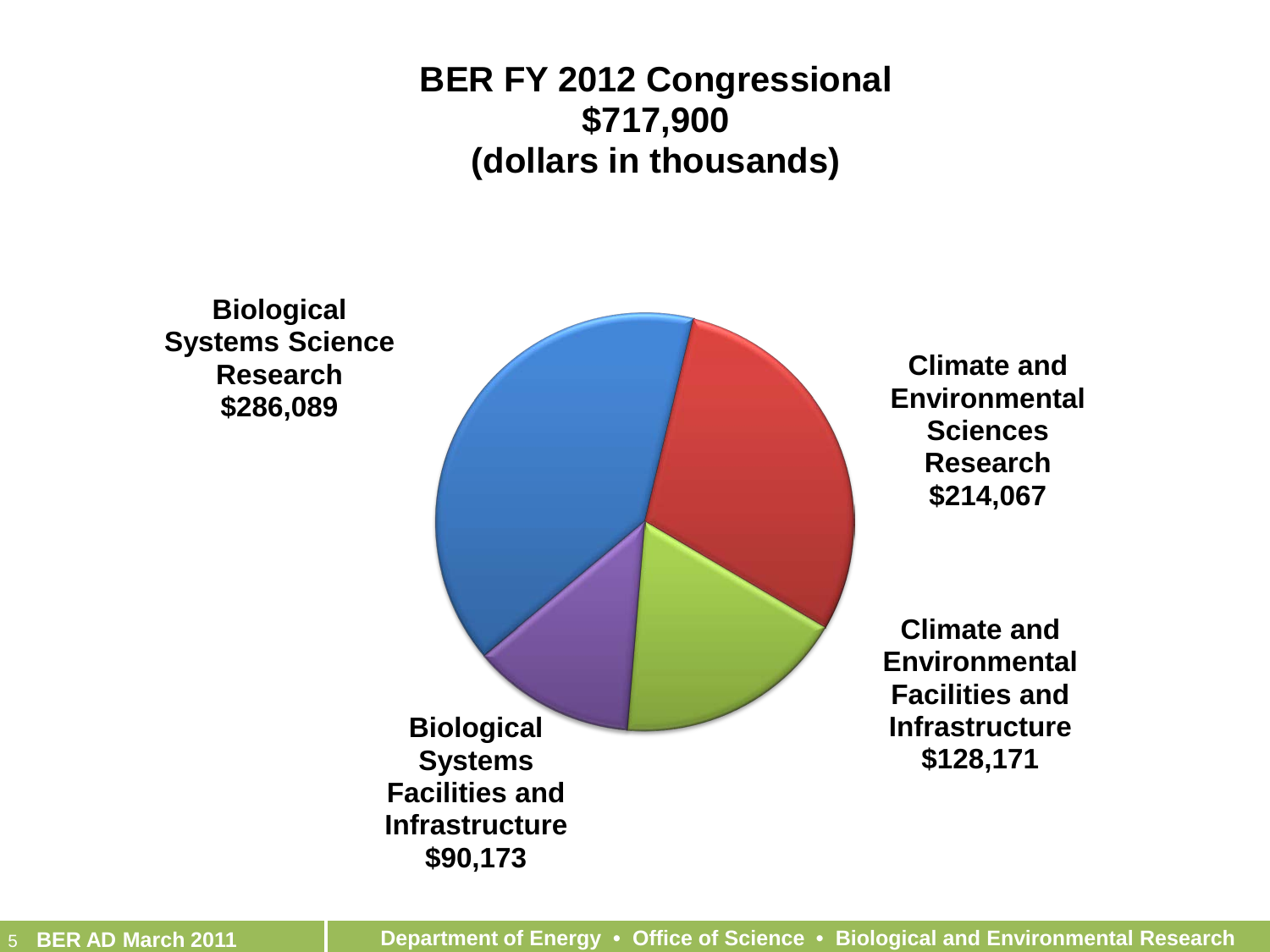# BER FY 2012 Congressional
# $717,900
# (dollars in thousands)

**Biological Systems Science Research**
**$286,089**

**Climate and Environmental Sciences Research**
**$214,067**

**Climate and Environmental Facilities and Infrastructure**
**$128,171**

**Biological Systems Facilities and Infrastructure**
**$90,173**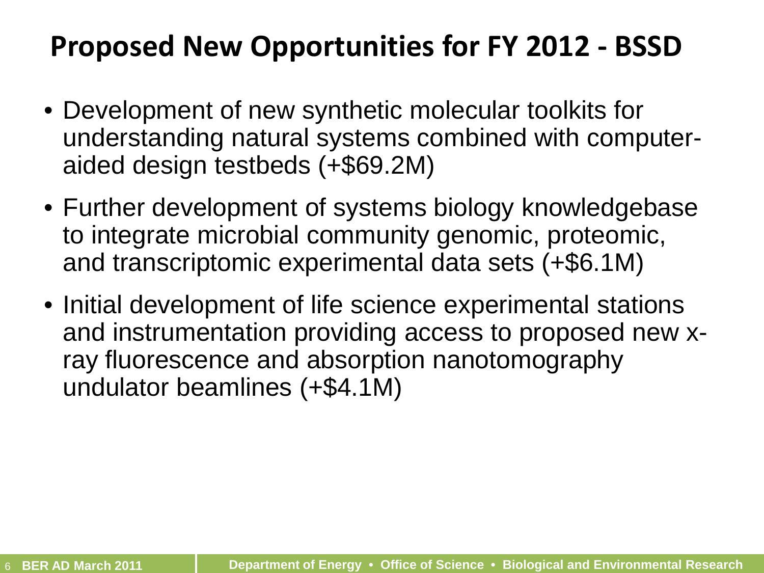# Proposed New Opportunities for FY 2012 - BSSD

- Development of new synthetic molecular toolkits for understanding natural systems combined with computer-aided design testbeds (+$69.2M)
- Further development of systems biology knowledgebase to integrate microbial community genomic, proteomic, and transcriptomic experimental data sets (+$6.1M)
- Initial development of life science experimental stations and instrumentation providing access to proposed new x-ray fluorescence and absorption nanotomography undulator beamlines (+$4.1M)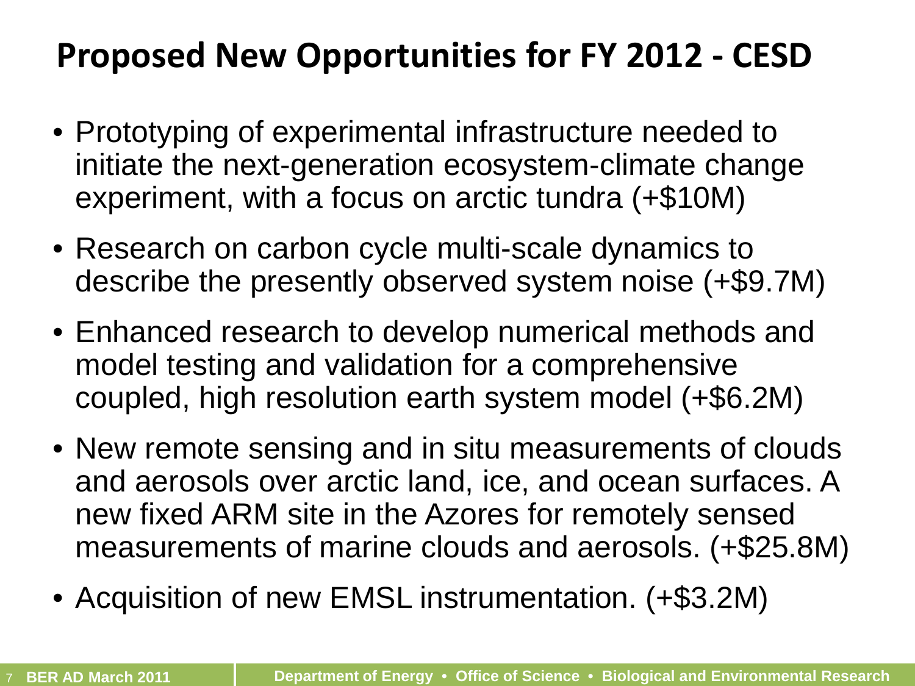# Proposed New Opportunities for FY 2012 - CESD

- Prototyping of experimental infrastructure needed to initiate the next-generation ecosystem-climate change experiment, with a focus on arctic tundra (+$10M)
- Research on carbon cycle multi-scale dynamics to describe the presently observed system noise (+$9.7M)
- Enhanced research to develop numerical methods and model testing and validation for a comprehensive coupled, high resolution earth system model (+$6.2M)
- New remote sensing and in situ measurements of clouds and aerosols over arctic land, ice, and ocean surfaces. A new fixed ARM site in the Azores for remotely sensed measurements of marine clouds and aerosols. (+$25.8M)
- Acquisition of new EMSL instrumentation. (+$3.2M)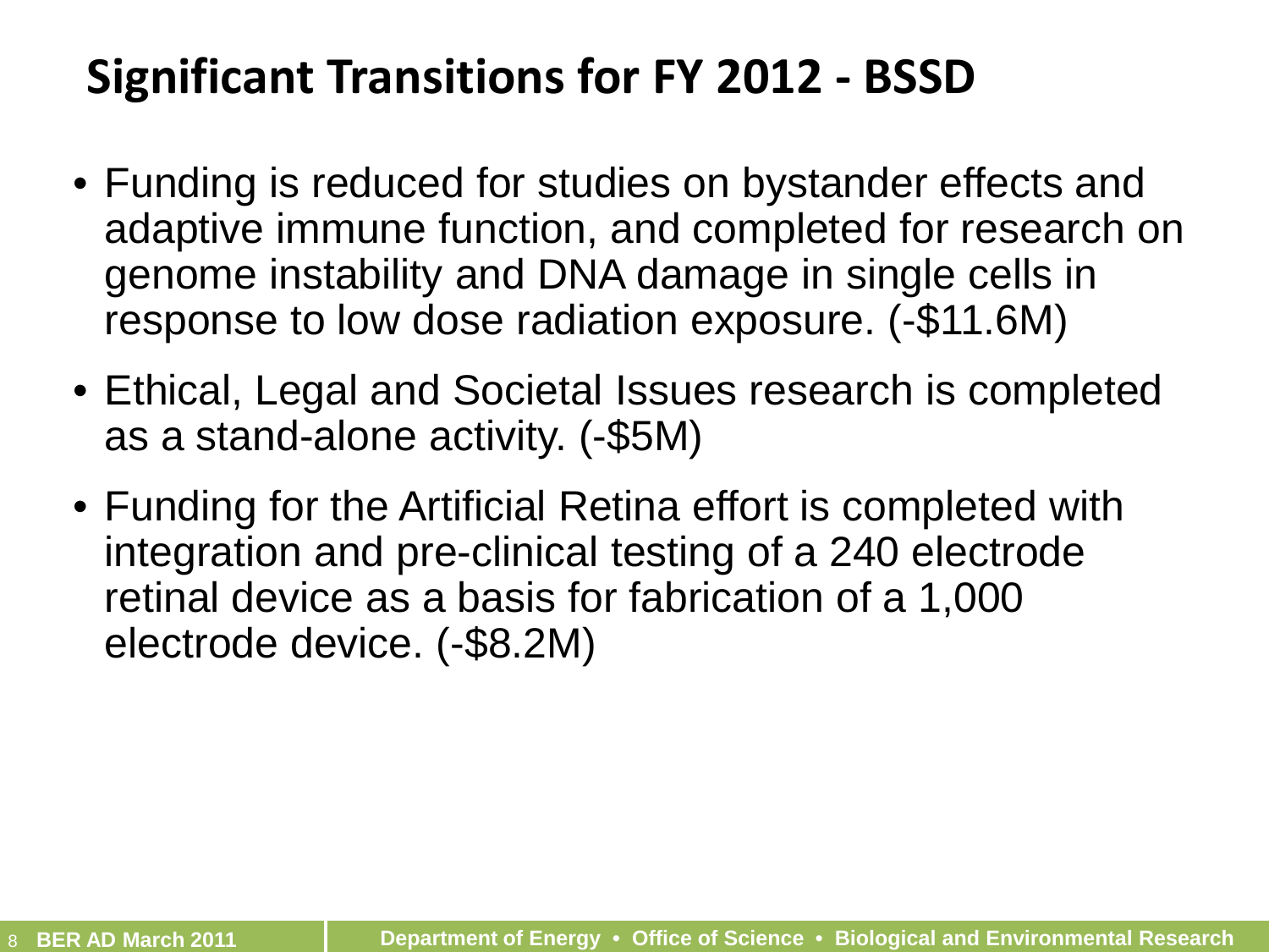# Significant Transitions for FY 2012 - BSSD

- Funding is reduced for studies on bystander effects and adaptive immune function, and completed for research on genome instability and DNA damage in single cells in response to low dose radiation exposure. (-$11.6M)
- Ethical, Legal and Societal Issues research is completed as a stand-alone activity. (-$5M)
- Funding for the Artificial Retina effort is completed with integration and pre-clinical testing of a 240 electrode retinal device as a basis for fabrication of a 1,000 electrode device. (-$8.2M)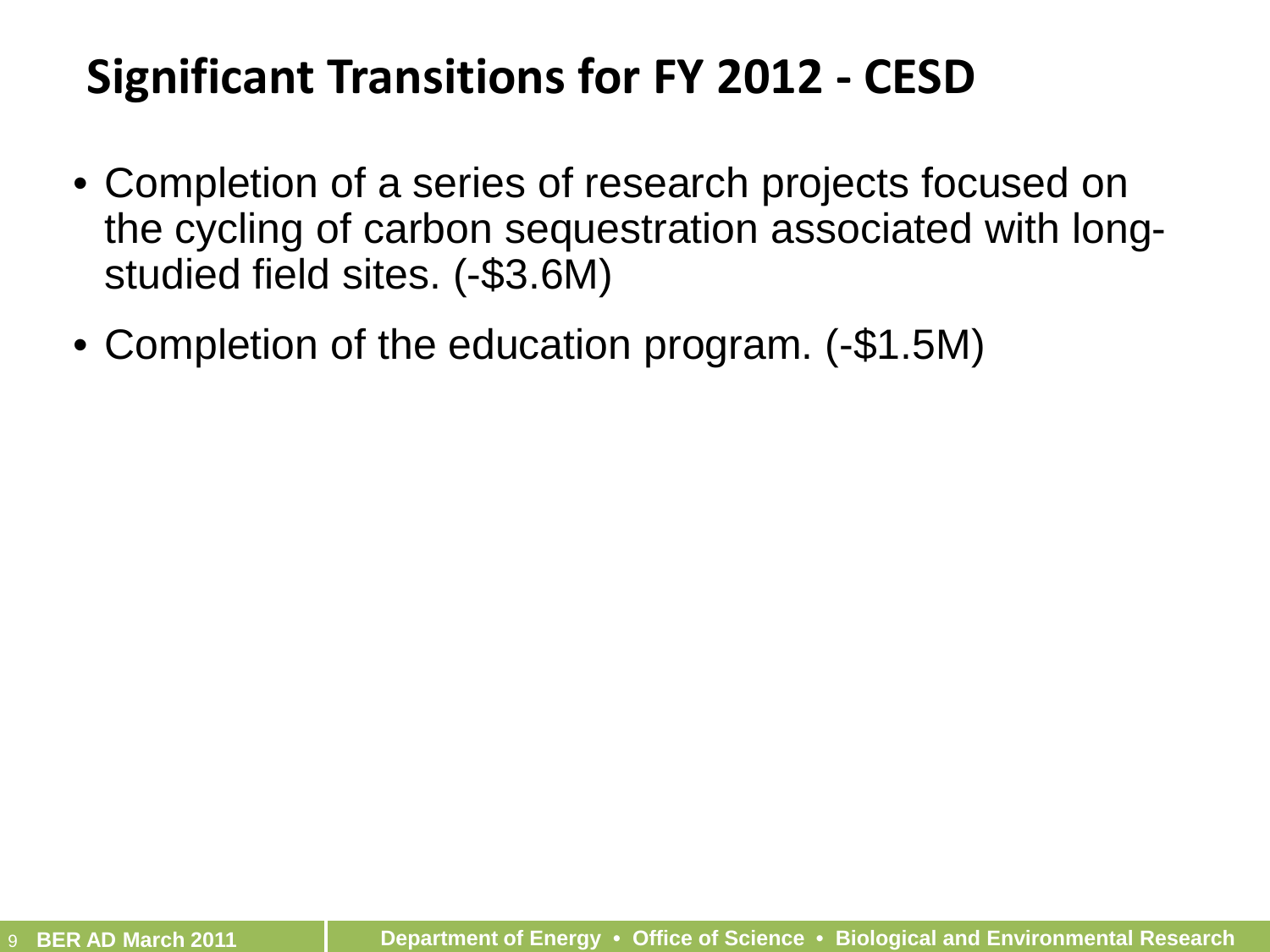# Significant Transitions for FY 2012 - CESD

- Completion of a series of research projects focused on the cycling of carbon sequestration associated with long-studied field sites. (-$3.6M)
- Completion of the education program. (-$1.5M)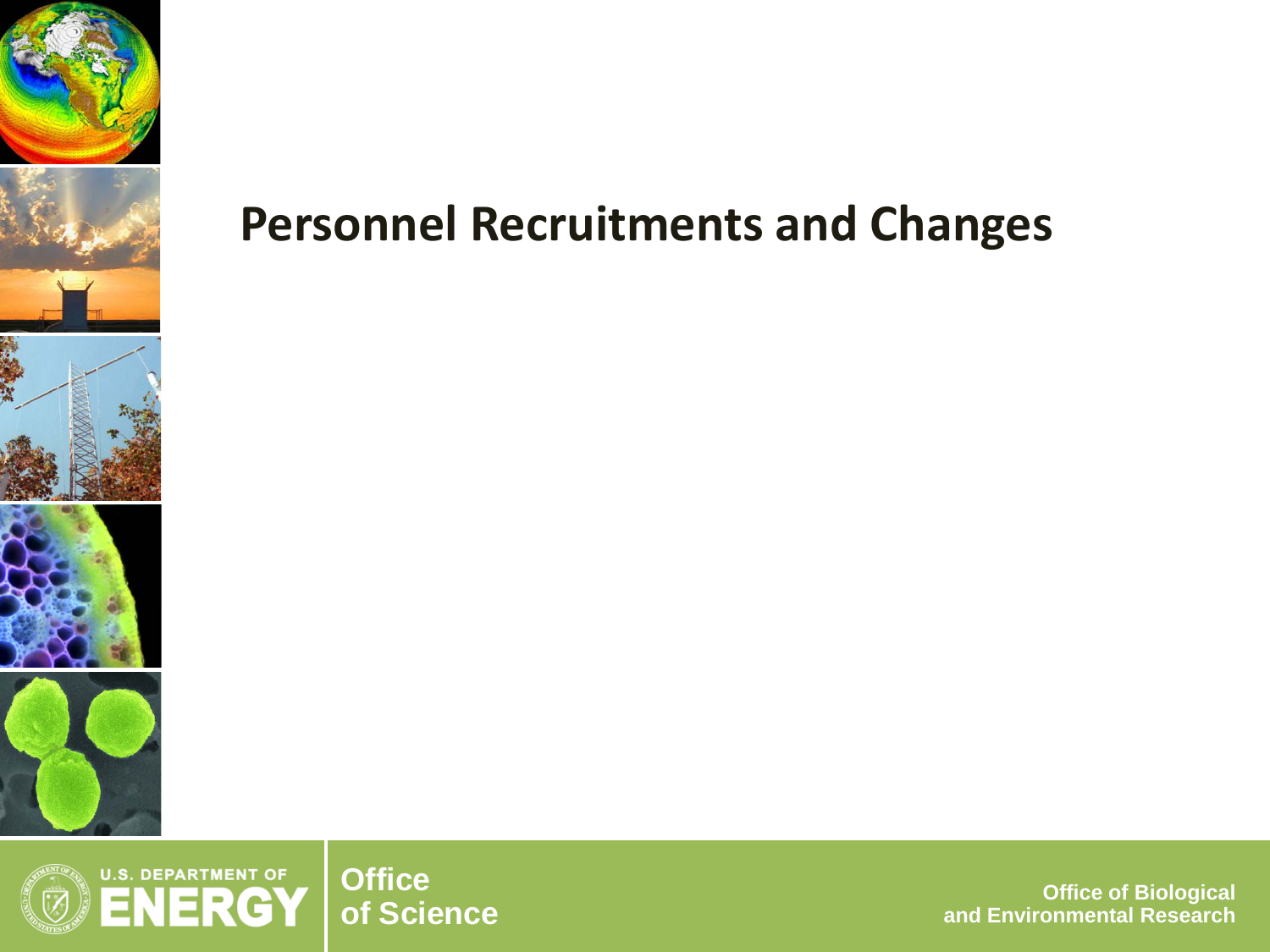# Personnel Recruitments and Changes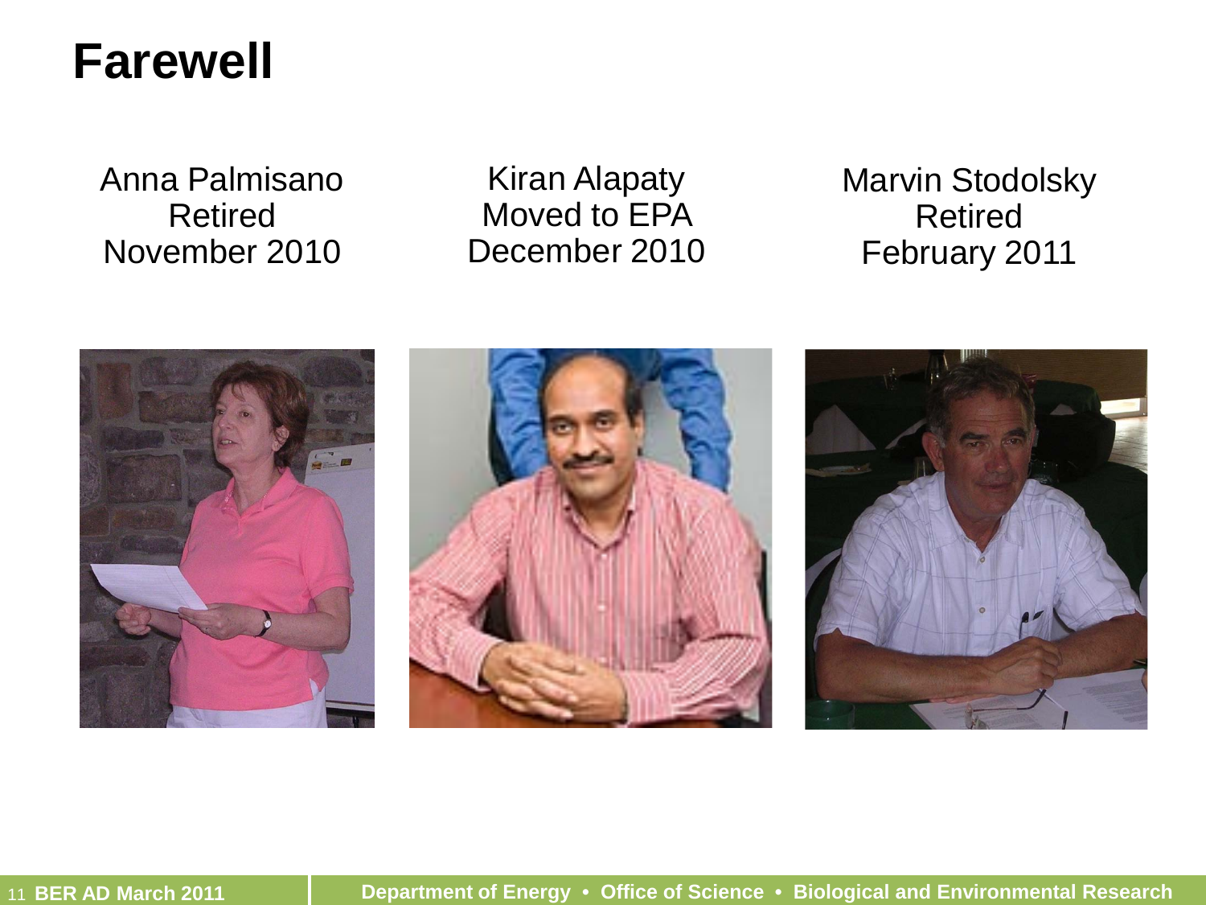# Farewell

Anna Palmisano
Retired
November 2010

Kiran Alapaty
Moved to EPA
December 2010

Marvin Stodolsky
Retired
February 2011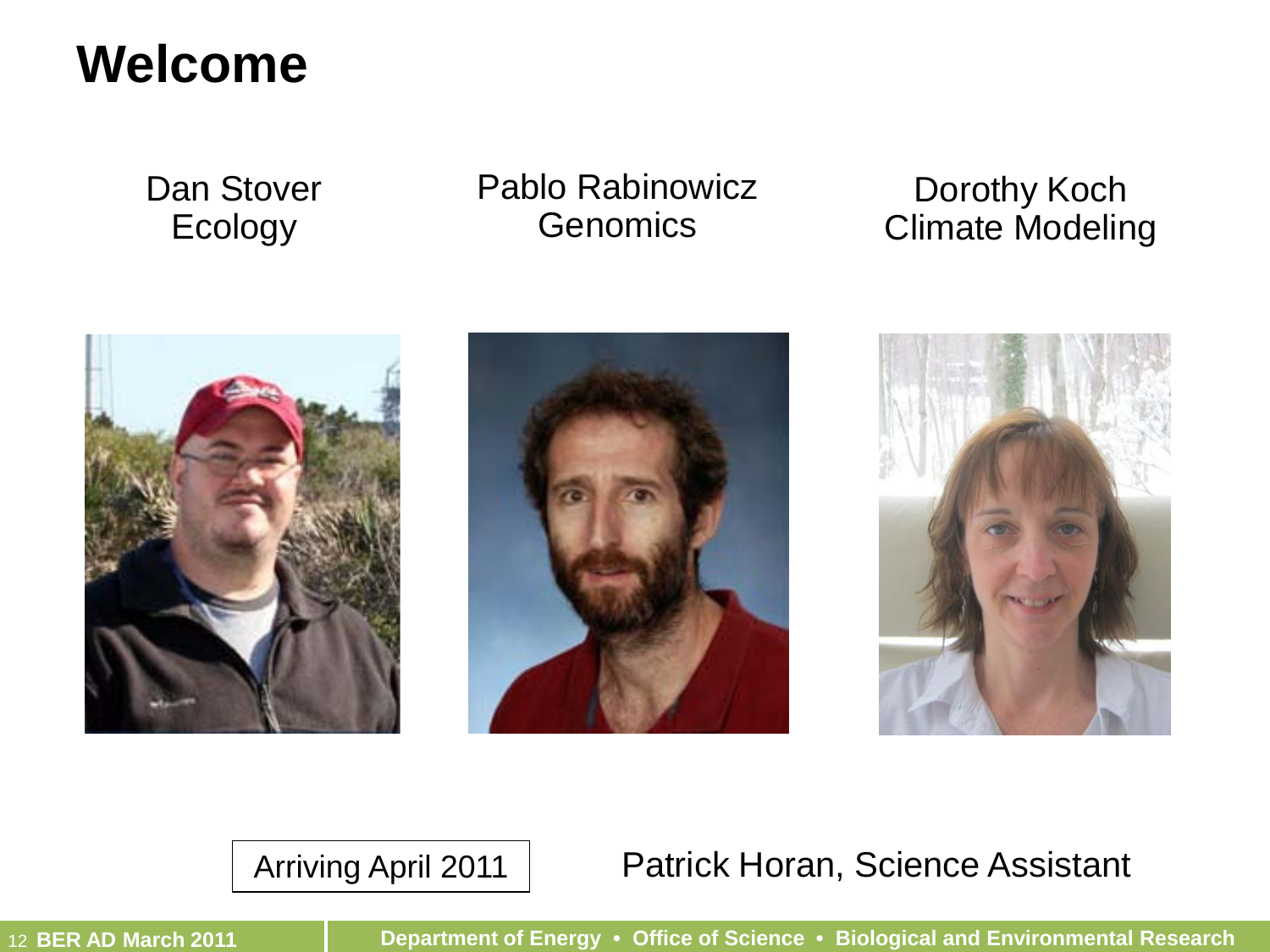# Welcome

Dan Stover
Ecology

Pablo Rabinowicz
Genomics

Dorothy Koch
Climate Modeling

Arriving April 2011

Patrick Horan, Science Assistant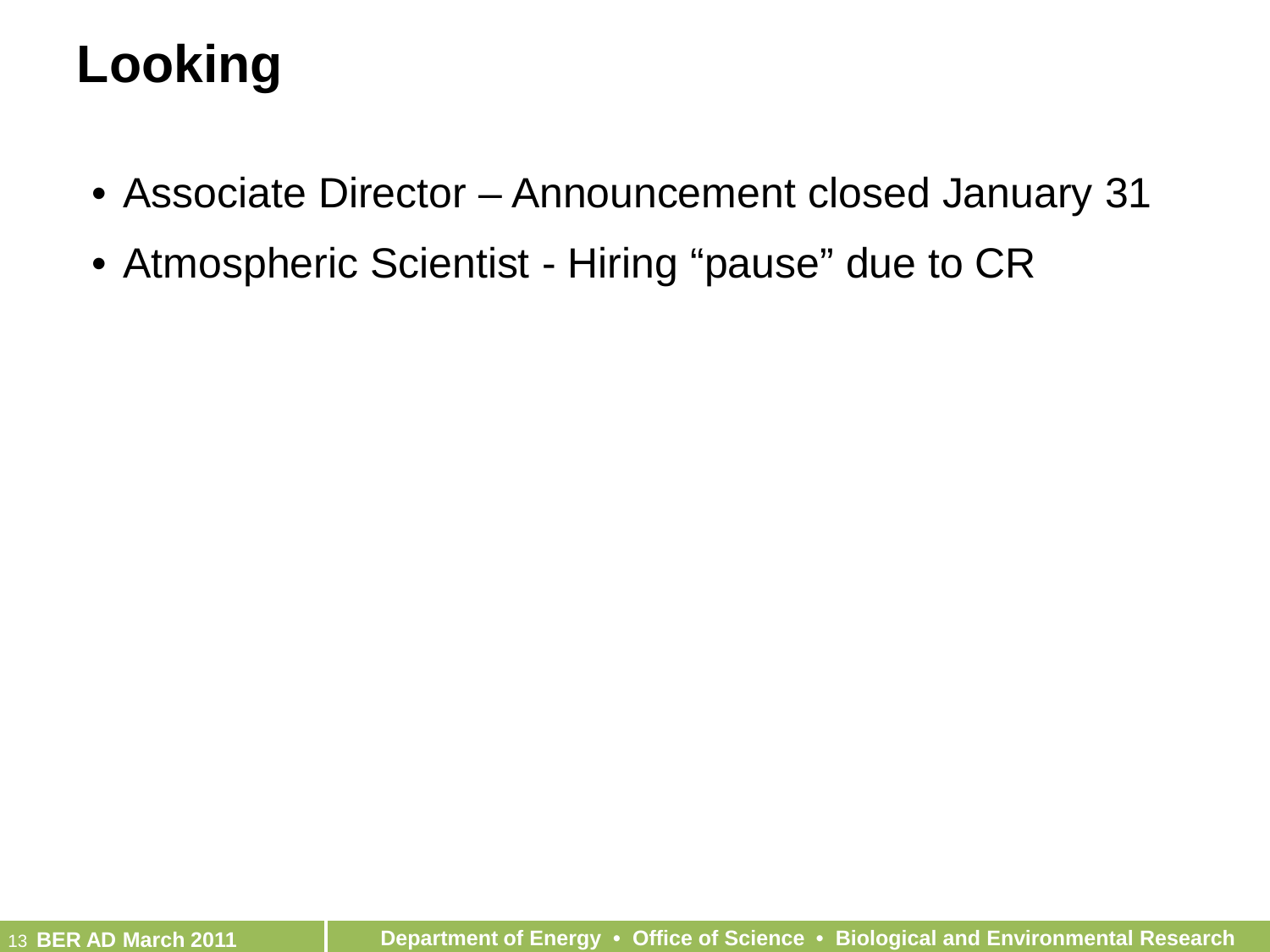# Looking

- Associate Director – Announcement closed January 31
- Atmospheric Scientist - Hiring “pause” due to CR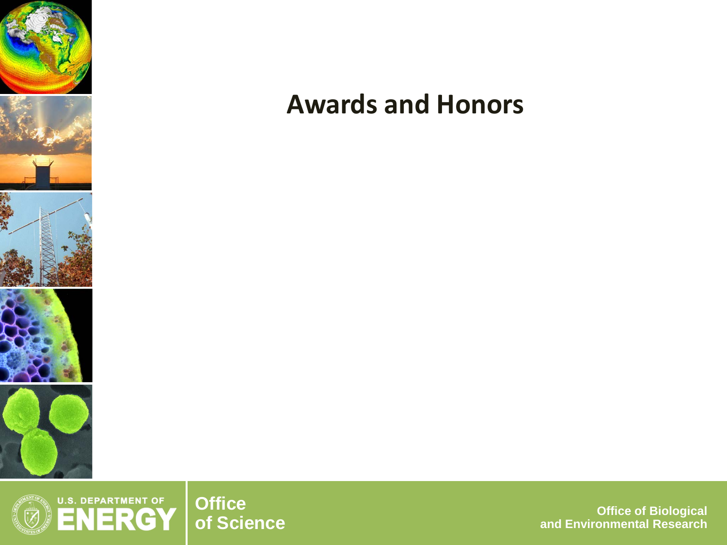# Awards and Honors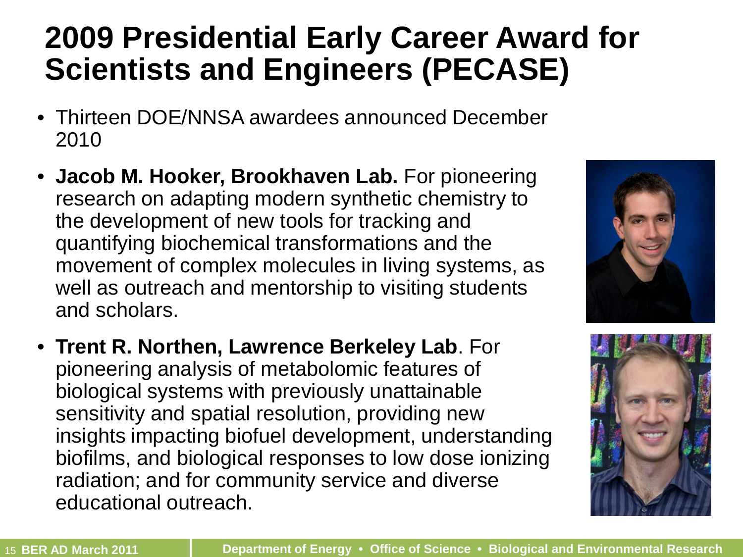# 2009 Presidential Early Career Award for Scientists and Engineers (PECASE)

- Thirteen DOE/NNSA awardees announced December 2010
- **Jacob M. Hooker, Brookhaven Lab.** For pioneering research on adapting modern synthetic chemistry to the development of new tools for tracking and quantifying biochemical transformations and the movement of complex molecules in living systems, as well as outreach and mentorship to visiting students and scholars.
- **Trent R. Northen, Lawrence Berkeley Lab**. For pioneering analysis of metabolomic features of biological systems with previously unattainable sensitivity and spatial resolution, providing new insights impacting biofuel development, understanding biofilms, and biological responses to low dose ionizing radiation; and for community service and diverse educational outreach.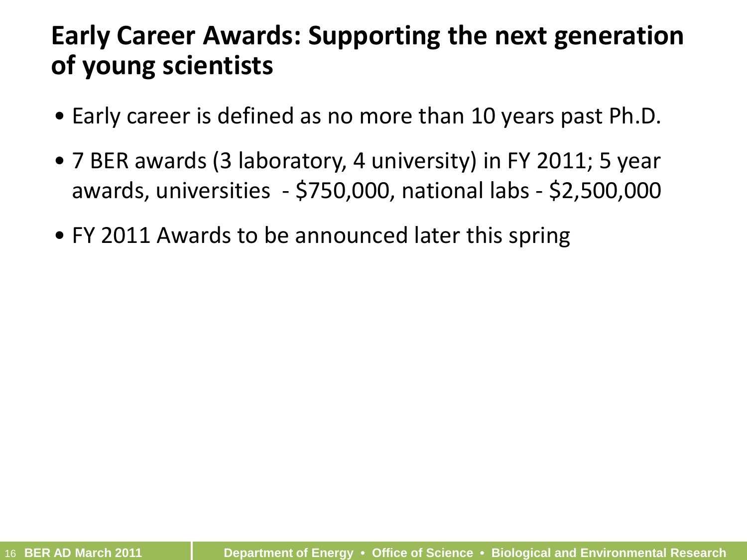# Early Career Awards: Supporting the next generation of young scientists

- Early career is defined as no more than 10 years past Ph.D.
- 7 BER awards (3 laboratory, 4 university) in FY 2011; 5 year awards, universities - $750,000, national labs - $2,500,000
- FY 2011 Awards to be announced later this spring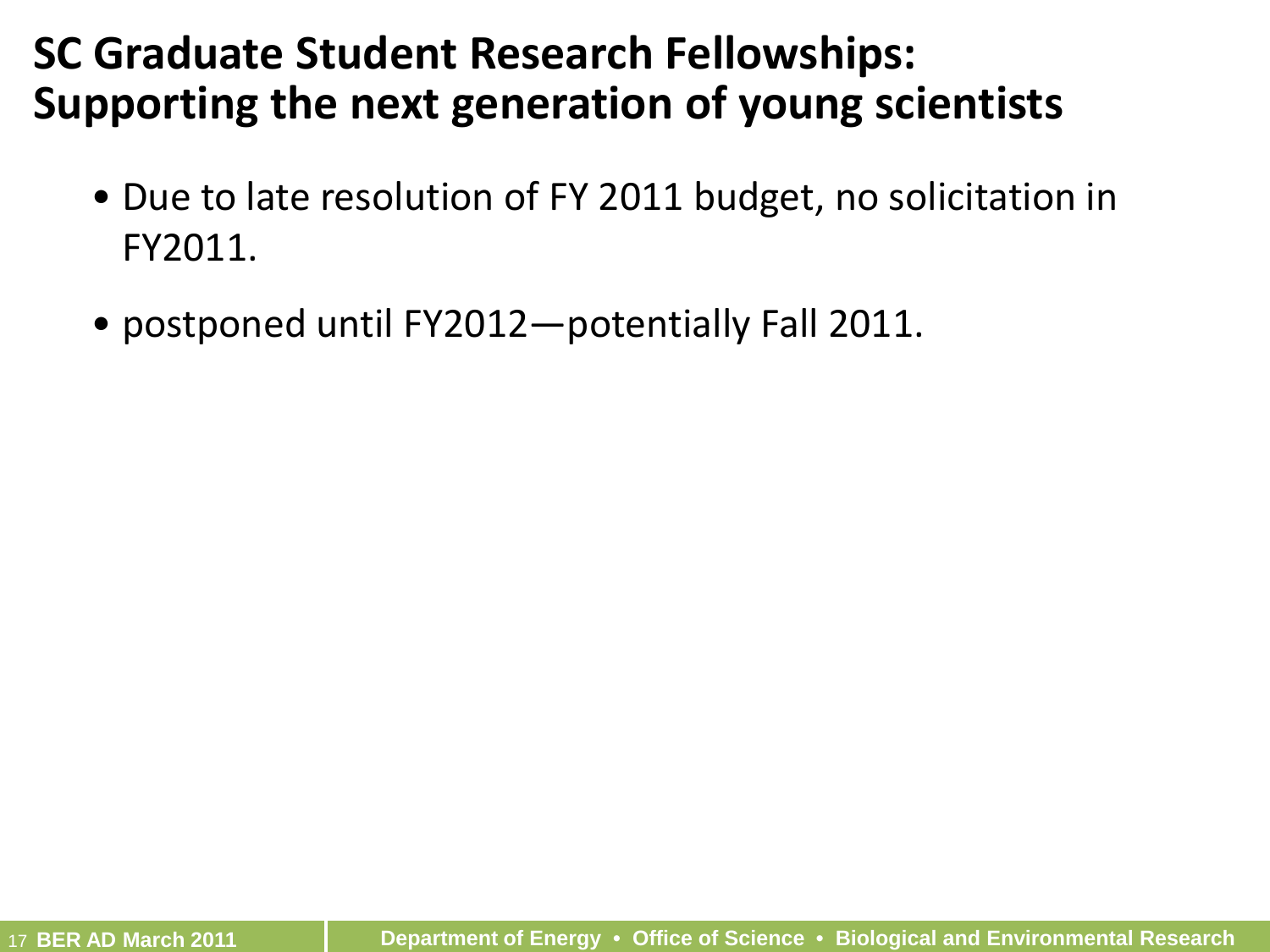# SC Graduate Student Research Fellowships: Supporting the next generation of young scientists

- Due to late resolution of FY 2011 budget, no solicitation in FY2011.
- postponed until FY2012—potentially Fall 2011.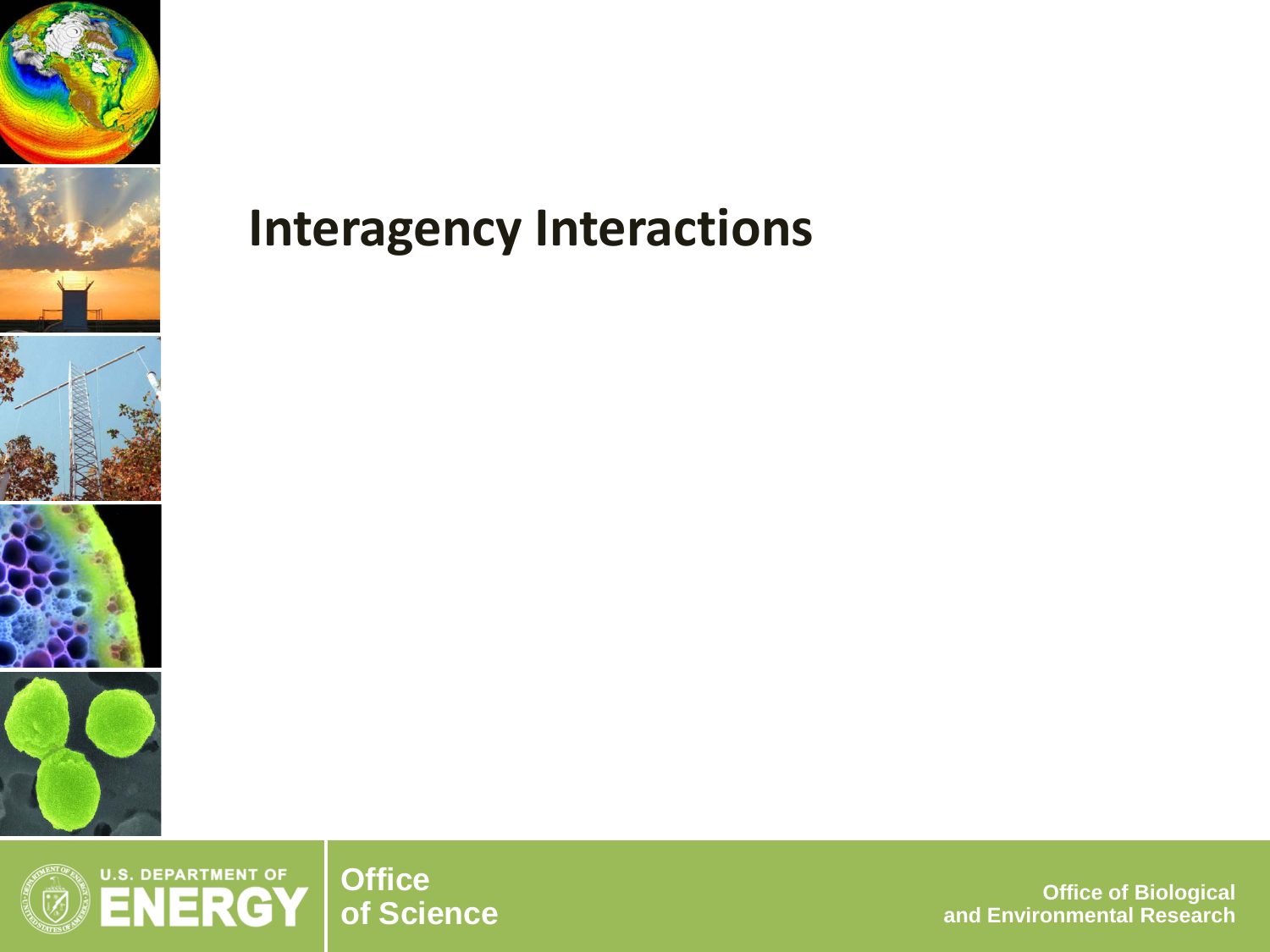# Interagency Interactions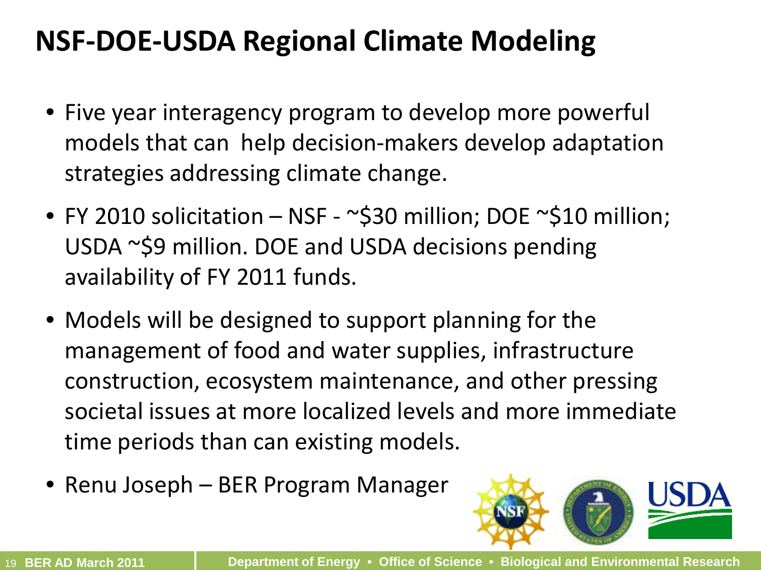# NSF-DOE-USDA Regional Climate Modeling

- Five year interagency program to develop more powerful models that can help decision-makers develop adaptation strategies addressing climate change.
- FY 2010 solicitation – NSF - ~$30 million; DOE ~$10 million; USDA ~$9 million. DOE and USDA decisions pending availability of FY 2011 funds.
- Models will be designed to support planning for the management of food and water supplies, infrastructure construction, ecosystem maintenance, and other pressing societal issues at more localized levels and more immediate time periods than can existing models.
- Renu Joseph – BER Program Manager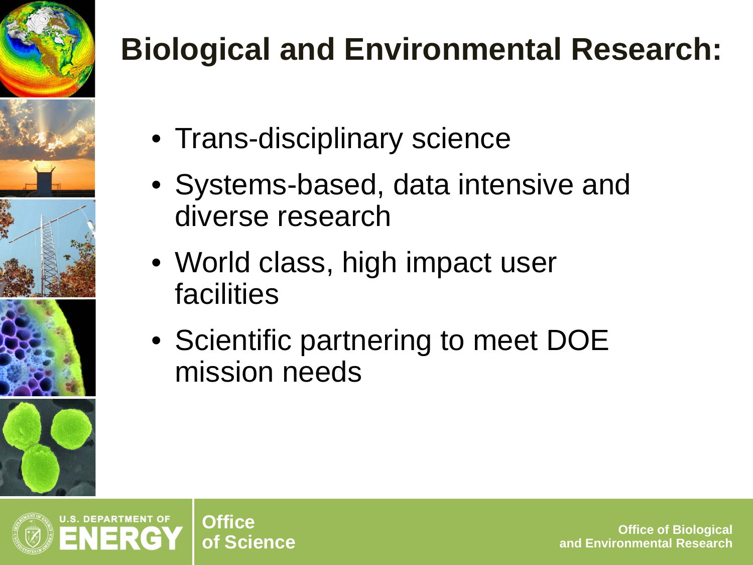# Biological and Environmental Research:

- Trans-disciplinary science
- Systems-based, data intensive and diverse research
- World class, high impact user facilities
- Scientific partnering to meet DOE mission needs